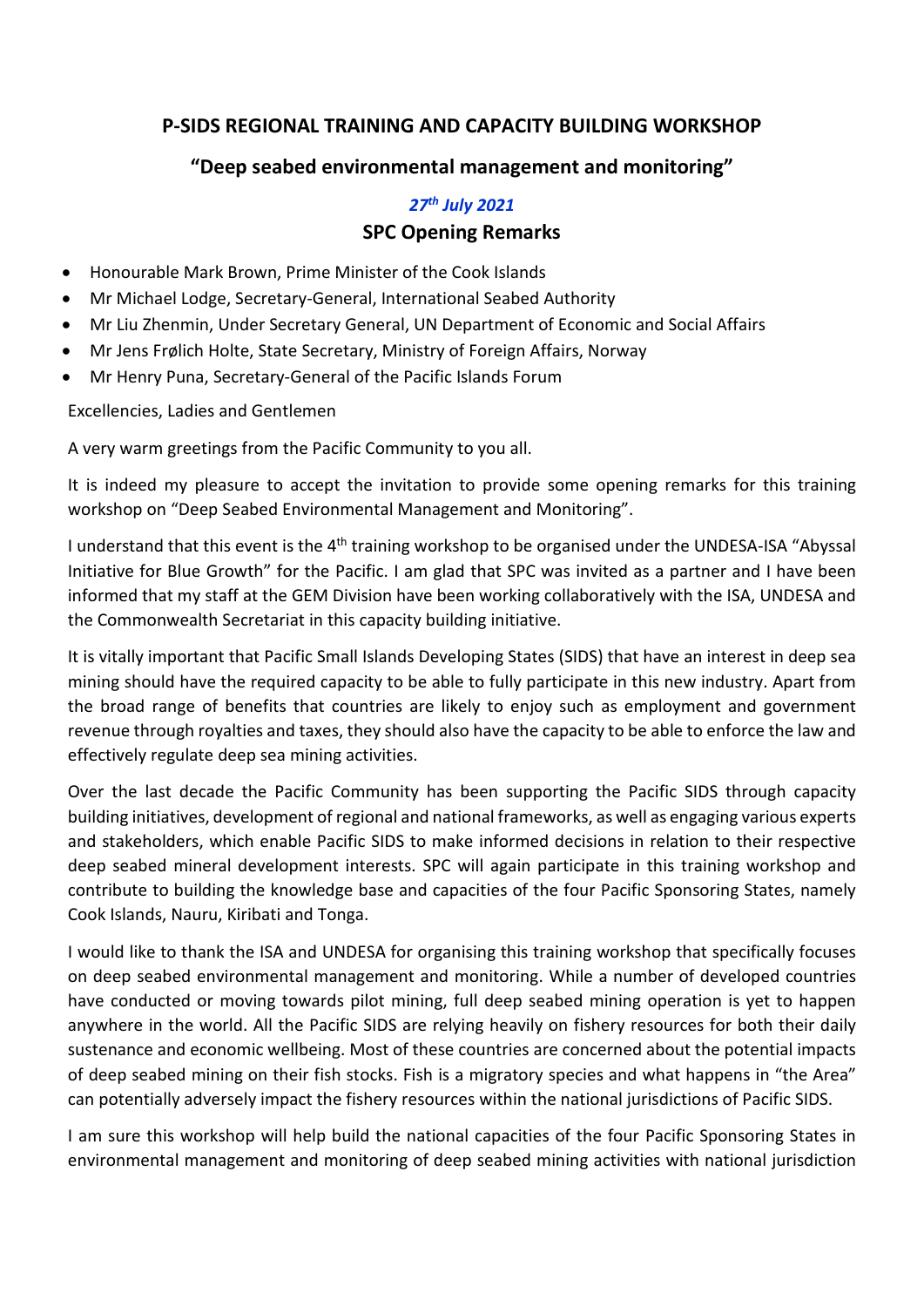## P-SIDS REGIONAL TRAINING AND CAPACITY BUILDING WORKSHOP

## "Deep seabed environmental management and monitoring"

### *27th July 2021*

### SPC Opening Remarks

- Honourable Mark Brown, Prime Minister of the Cook Islands
- Mr Michael Lodge, Secretary-General, International Seabed Authority
- Mr Liu Zhenmin, Under Secretary General, UN Department of Economic and Social Affairs
- Mr Jens Frølich Holte, State Secretary, Ministry of Foreign Affairs, Norway
- Mr Henry Puna, Secretary-General of the Pacific Islands Forum

Excellencies, Ladies and Gentlemen

A very warm greetings from the Pacific Community to you all.

It is indeed my pleasure to accept the invitation to provide some opening remarks for this training workshop on "Deep Seabed Environmental Management and Monitoring".

I understand that this event is the 4th training workshop to be organised under the UNDESA-ISA "Abyssal Initiative for Blue Growth" for the Pacific. I am glad that SPC was invited as a partner and I have been informed that my staff at the GEM Division have been working collaboratively with the ISA, UNDESA and the Commonwealth Secretariat in this capacity building initiative.

It is vitally important that Pacific Small Islands Developing States (SIDS) that have an interest in deep sea mining should have the required capacity to be able to fully participate in this new industry. Apart from the broad range of benefits that countries are likely to enjoy such as employment and government revenue through royalties and taxes, they should also have the capacity to be able to enforce the law and effectively regulate deep sea mining activities.

Over the last decade the Pacific Community has been supporting the Pacific SIDS through capacity building initiatives, development of regional and national frameworks, as well as engaging various experts and stakeholders, which enable Pacific SIDS to make informed decisions in relation to their respective deep seabed mineral development interests. SPC will again participate in this training workshop and contribute to building the knowledge base and capacities of the four Pacific Sponsoring States, namely Cook Islands, Nauru, Kiribati and Tonga.

I would like to thank the ISA and UNDESA for organising this training workshop that specifically focuses on deep seabed environmental management and monitoring. While a number of developed countries have conducted or moving towards pilot mining, full deep seabed mining operation is yet to happen anywhere in the world. All the Pacific SIDS are relying heavily on fishery resources for both their daily sustenance and economic wellbeing. Most of these countries are concerned about the potential impacts of deep seabed mining on their fish stocks. Fish is a migratory species and what happens in "the Area" can potentially adversely impact the fishery resources within the national jurisdictions of Pacific SIDS.

I am sure this workshop will help build the national capacities of the four Pacific Sponsoring States in environmental management and monitoring of deep seabed mining activities with national jurisdiction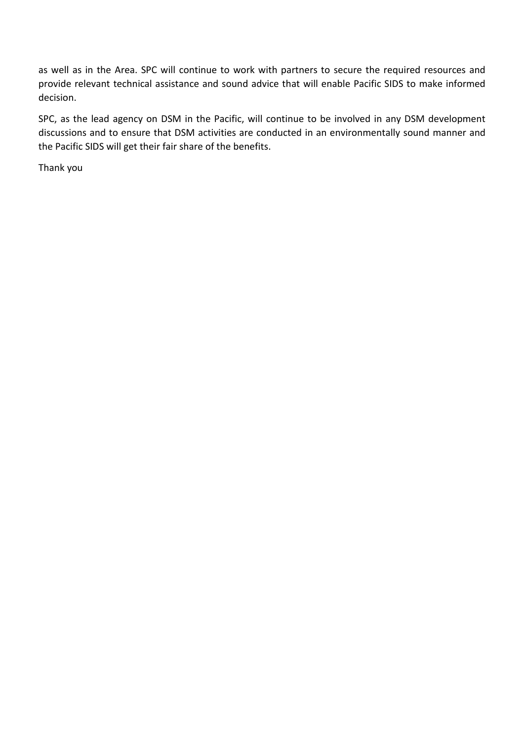as well as in the Area. SPC will continue to work with partners to secure the required resources and provide relevant technical assistance and sound advice that will enable Pacific SIDS to make informed decision.

SPC, as the lead agency on DSM in the Pacific, will continue to be involved in any DSM development discussions and to ensure that DSM activities are conducted in an environmentally sound manner and the Pacific SIDS will get their fair share of the benefits.

Thank you